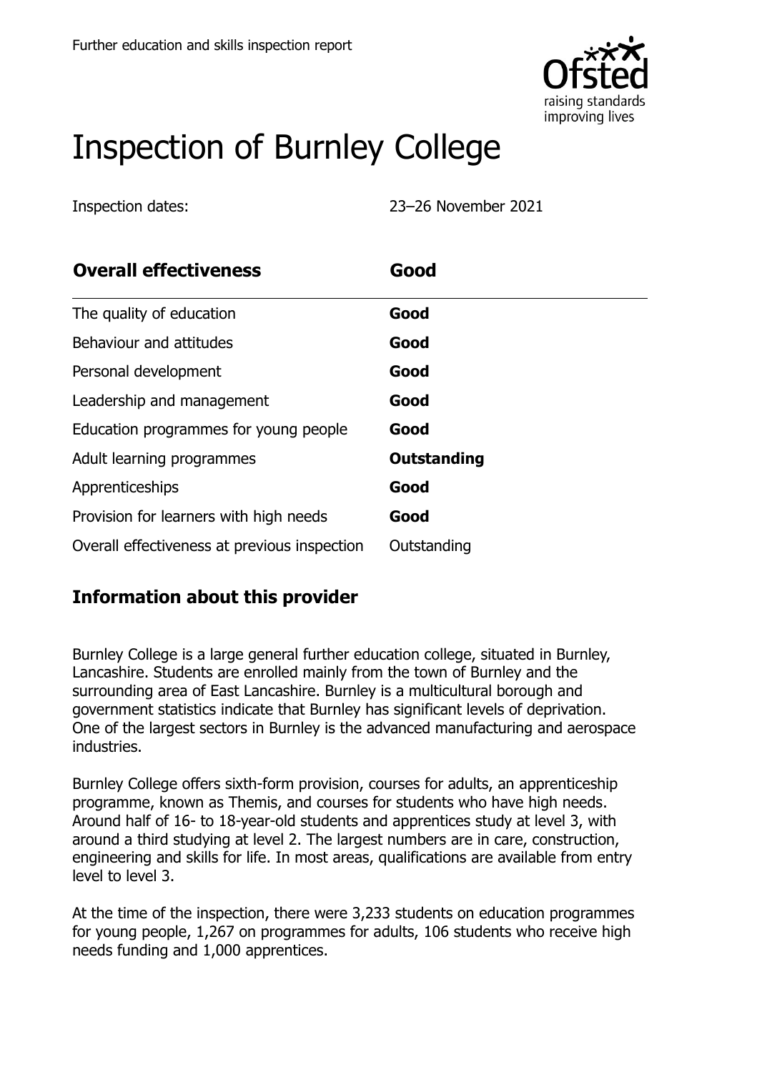Further education and skills inspection report

# Inspection of Burnley College

Inspection dates: 23–26 November 2021

| Overall effectiveness | Good |
| --- | --- |
| The quality of education | **Good** |
| Behaviour and attitudes | **Good** |
| Personal development | **Good** |
| Leadership and management | **Good** |
| Education programmes for young people | **Good** |
| Adult learning programmes | **Outstanding** |
| Apprenticeships | **Good** |
| Provision for learners with high needs | **Good** |
| Overall effectiveness at previous inspection | Outstanding |

## Information about this provider

Burnley College is a large general further education college, situated in Burnley, Lancashire. Students are enrolled mainly from the town of Burnley and the surrounding area of East Lancashire. Burnley is a multicultural borough and government statistics indicate that Burnley has significant levels of deprivation. One of the largest sectors in Burnley is the advanced manufacturing and aerospace industries.

Burnley College offers sixth-form provision, courses for adults, an apprenticeship programme, known as Themis, and courses for students who have high needs. Around half of 16- to 18-year-old students and apprentices study at level 3, with around a third studying at level 2. The largest numbers are in care, construction, engineering and skills for life. In most areas, qualifications are available from entry level to level 3.

At the time of the inspection, there were 3,233 students on education programmes for young people, 1,267 on programmes for adults, 106 students who receive high needs funding and 1,000 apprentices.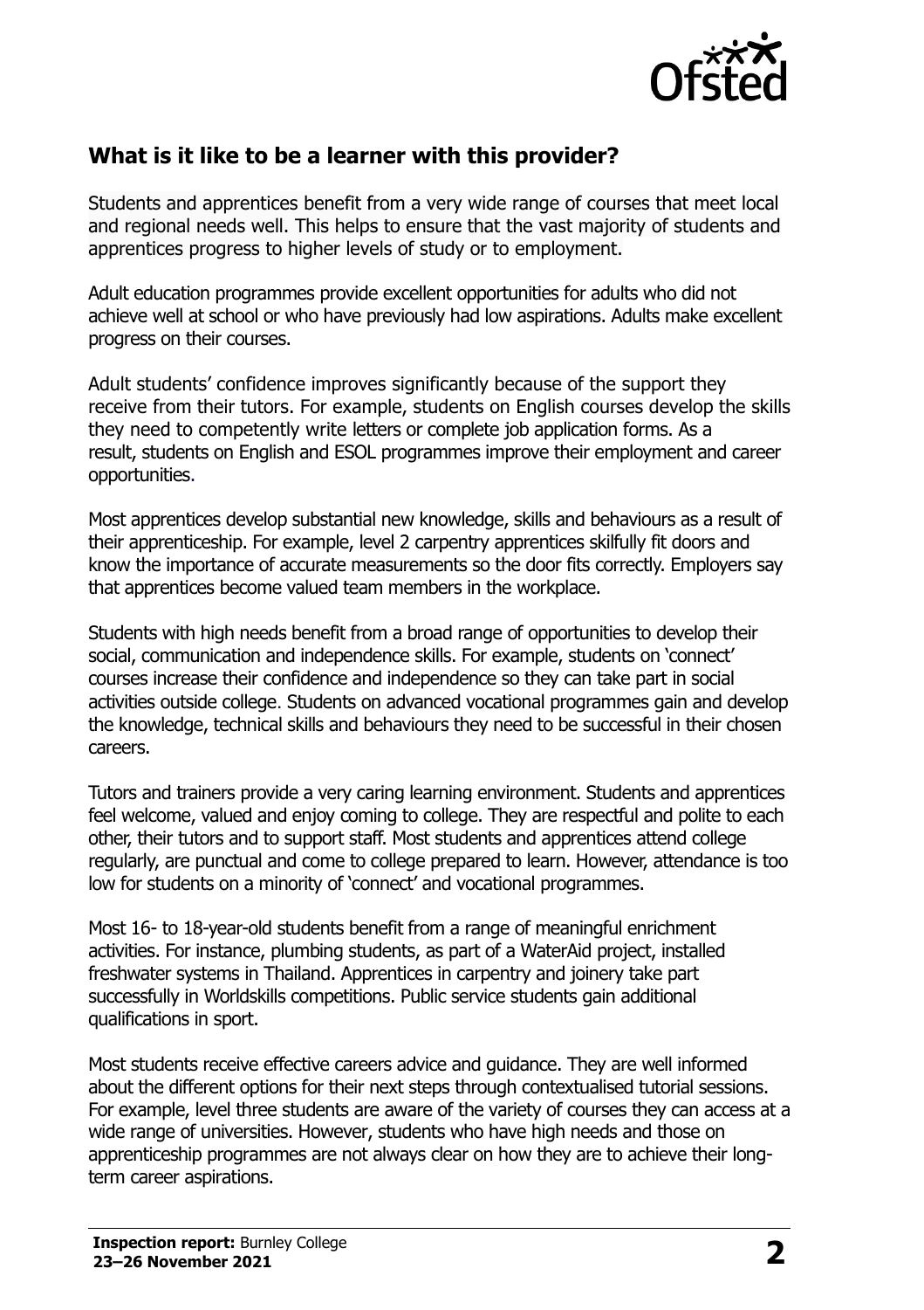## What is it like to be a learner with this provider?

Students and apprentices benefit from a very wide range of courses that meet local and regional needs well. This helps to ensure that the vast majority of students and apprentices progress to higher levels of study or to employment.

Adult education programmes provide excellent opportunities for adults who did not achieve well at school or who have previously had low aspirations. Adults make excellent progress on their courses.

Adult students' confidence improves significantly because of the support they receive from their tutors. For example, students on English courses develop the skills they need to competently write letters or complete job application forms. As a result, students on English and ESOL programmes improve their employment and career opportunities.

Most apprentices develop substantial new knowledge, skills and behaviours as a result of their apprenticeship. For example, level 2 carpentry apprentices skilfully fit doors and know the importance of accurate measurements so the door fits correctly. Employers say that apprentices become valued team members in the workplace.

Students with high needs benefit from a broad range of opportunities to develop their social, communication and independence skills. For example, students on 'connect' courses increase their confidence and independence so they can take part in social activities outside college. Students on advanced vocational programmes gain and develop the knowledge, technical skills and behaviours they need to be successful in their chosen careers.

Tutors and trainers provide a very caring learning environment. Students and apprentices feel welcome, valued and enjoy coming to college. They are respectful and polite to each other, their tutors and to support staff. Most students and apprentices attend college regularly, are punctual and come to college prepared to learn. However, attendance is too low for students on a minority of 'connect' and vocational programmes.

Most 16- to 18-year-old students benefit from a range of meaningful enrichment activities. For instance, plumbing students, as part of a WaterAid project, installed freshwater systems in Thailand. Apprentices in carpentry and joinery take part successfully in Worldskills competitions. Public service students gain additional qualifications in sport.

Most students receive effective careers advice and guidance. They are well informed about the different options for their next steps through contextualised tutorial sessions. For example, level three students are aware of the variety of courses they can access at a wide range of universities. However, students who have high needs and those on apprenticeship programmes are not always clear on how they are to achieve their long-term career aspirations.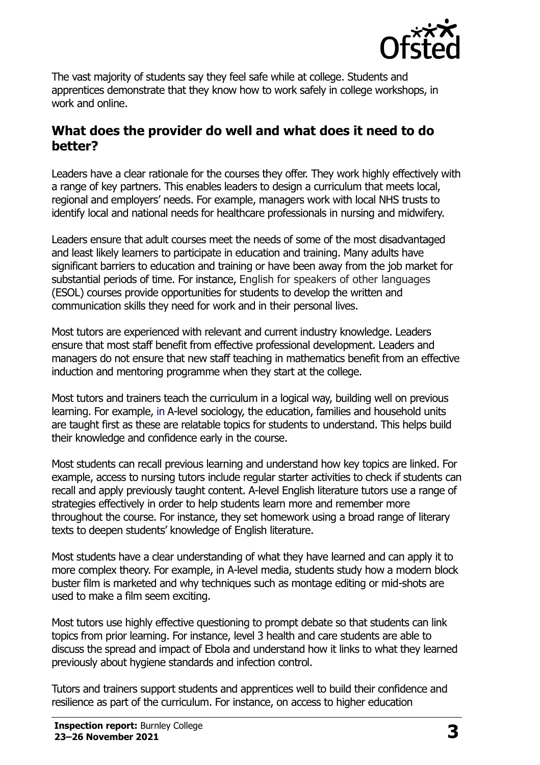The vast majority of students say they feel safe while at college. Students and apprentices demonstrate that they know how to work safely in college workshops, in work and online.

## What does the provider do well and what does it need to do better?

Leaders have a clear rationale for the courses they offer. They work highly effectively with a range of key partners. This enables leaders to design a curriculum that meets local, regional and employers' needs. For example, managers work with local NHS trusts to identify local and national needs for healthcare professionals in nursing and midwifery.

Leaders ensure that adult courses meet the needs of some of the most disadvantaged and least likely learners to participate in education and training. Many adults have significant barriers to education and training or have been away from the job market for substantial periods of time. For instance, English for speakers of other languages (ESOL) courses provide opportunities for students to develop the written and communication skills they need for work and in their personal lives.

Most tutors are experienced with relevant and current industry knowledge. Leaders ensure that most staff benefit from effective professional development. Leaders and managers do not ensure that new staff teaching in mathematics benefit from an effective induction and mentoring programme when they start at the college.

Most tutors and trainers teach the curriculum in a logical way, building well on previous learning. For example, in A-level sociology, the education, families and household units are taught first as these are relatable topics for students to understand. This helps build their knowledge and confidence early in the course.

Most students can recall previous learning and understand how key topics are linked. For example, access to nursing tutors include regular starter activities to check if students can recall and apply previously taught content. A-level English literature tutors use a range of strategies effectively in order to help students learn more and remember more throughout the course. For instance, they set homework using a broad range of literary texts to deepen students' knowledge of English literature.

Most students have a clear understanding of what they have learned and can apply it to more complex theory. For example, in A-level media, students study how a modern block buster film is marketed and why techniques such as montage editing or mid-shots are used to make a film seem exciting.

Most tutors use highly effective questioning to prompt debate so that students can link topics from prior learning. For instance, level 3 health and care students are able to discuss the spread and impact of Ebola and understand how it links to what they learned previously about hygiene standards and infection control.

Tutors and trainers support students and apprentices well to build their confidence and resilience as part of the curriculum. For instance, on access to higher education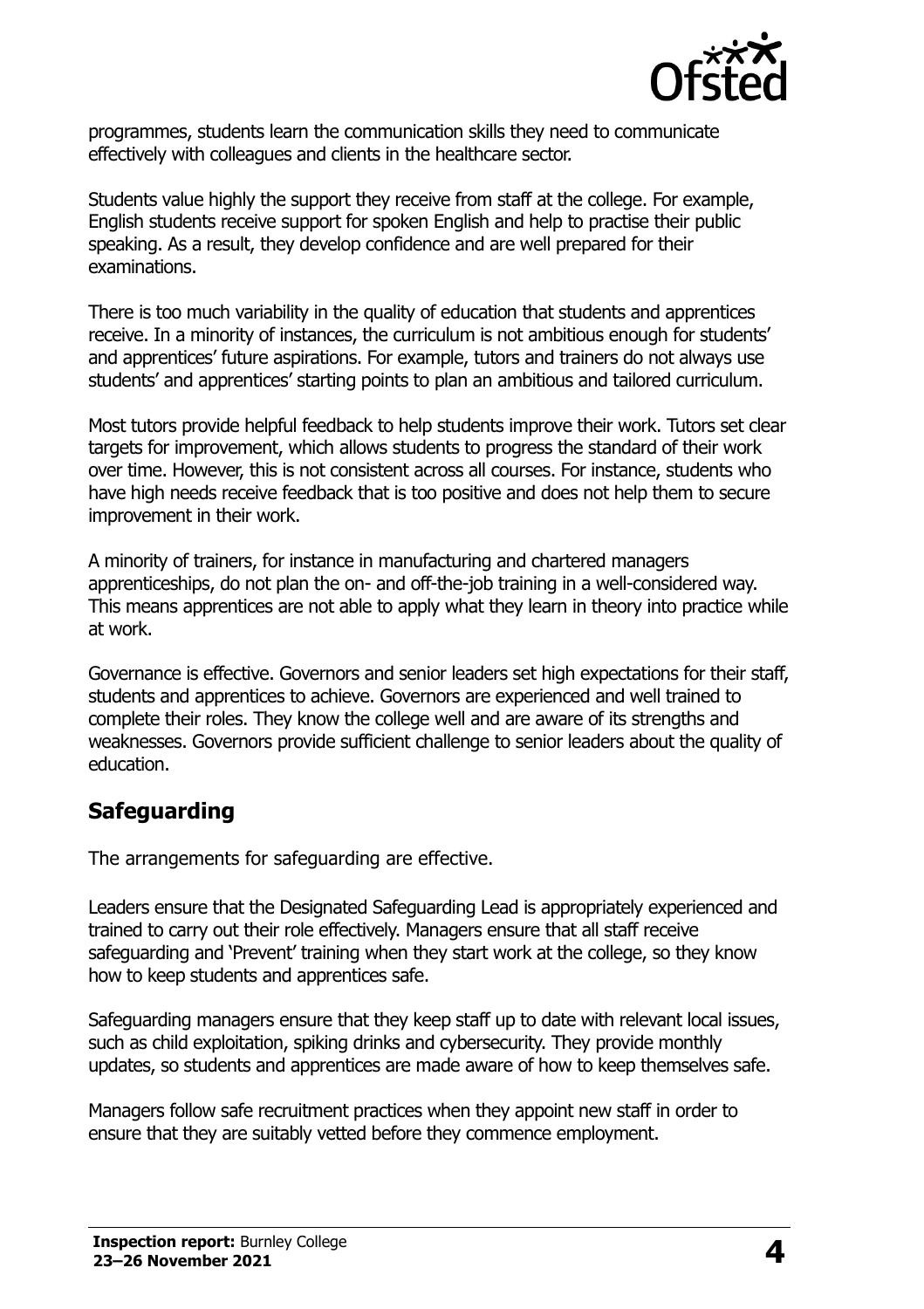programmes, students learn the communication skills they need to communicate effectively with colleagues and clients in the healthcare sector.

Students value highly the support they receive from staff at the college. For example, English students receive support for spoken English and help to practise their public speaking. As a result, they develop confidence and are well prepared for their examinations.

There is too much variability in the quality of education that students and apprentices receive. In a minority of instances, the curriculum is not ambitious enough for students' and apprentices' future aspirations. For example, tutors and trainers do not always use students' and apprentices' starting points to plan an ambitious and tailored curriculum.

Most tutors provide helpful feedback to help students improve their work. Tutors set clear targets for improvement, which allows students to progress the standard of their work over time. However, this is not consistent across all courses. For instance, students who have high needs receive feedback that is too positive and does not help them to secure improvement in their work.

A minority of trainers, for instance in manufacturing and chartered managers apprenticeships, do not plan the on- and off-the-job training in a well-considered way. This means apprentices are not able to apply what they learn in theory into practice while at work.

Governance is effective. Governors and senior leaders set high expectations for their staff, students and apprentices to achieve. Governors are experienced and well trained to complete their roles. They know the college well and are aware of its strengths and weaknesses. Governors provide sufficient challenge to senior leaders about the quality of education.

## Safeguarding

The arrangements for safeguarding are effective.

Leaders ensure that the Designated Safeguarding Lead is appropriately experienced and trained to carry out their role effectively. Managers ensure that all staff receive safeguarding and 'Prevent' training when they start work at the college, so they know how to keep students and apprentices safe.

Safeguarding managers ensure that they keep staff up to date with relevant local issues, such as child exploitation, spiking drinks and cybersecurity. They provide monthly updates, so students and apprentices are made aware of how to keep themselves safe.

Managers follow safe recruitment practices when they appoint new staff in order to ensure that they are suitably vetted before they commence employment.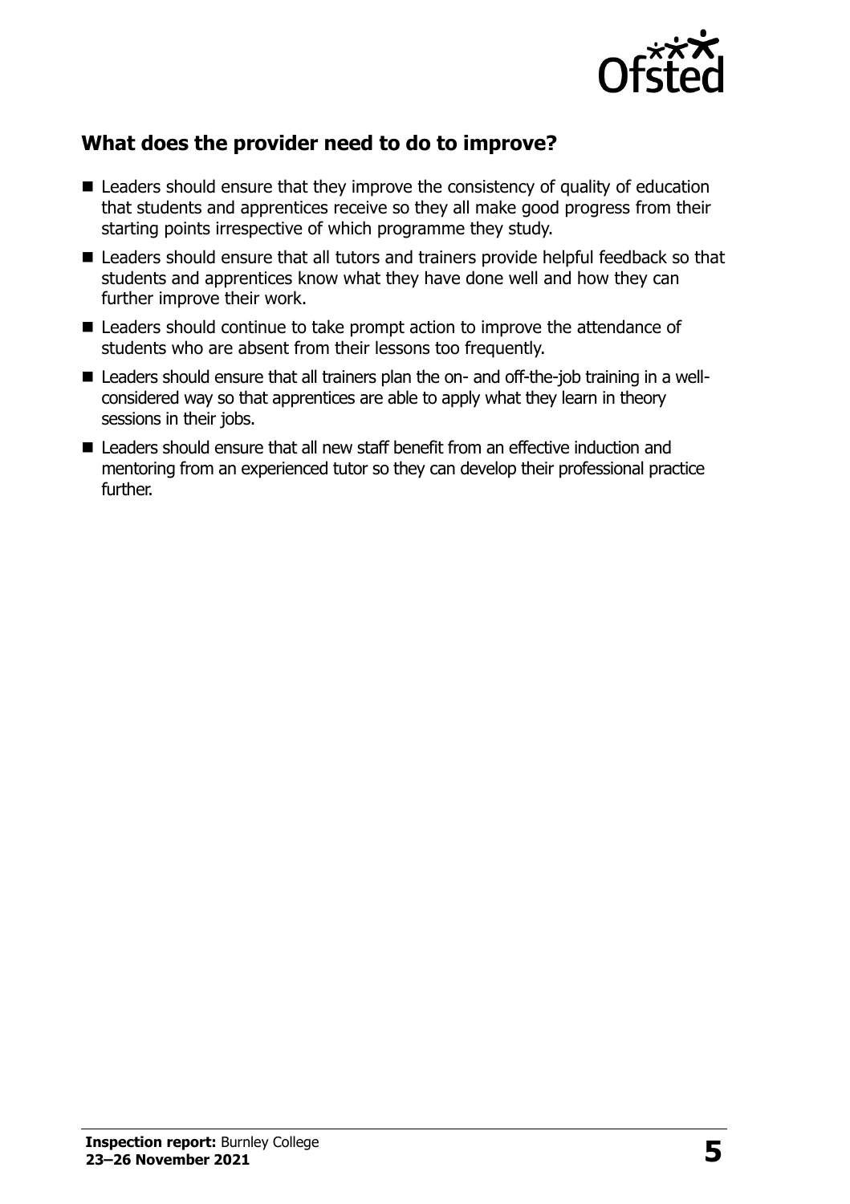## What does the provider need to do to improve?

- Leaders should ensure that they improve the consistency of quality of education that students and apprentices receive so they all make good progress from their starting points irrespective of which programme they study.
- Leaders should ensure that all tutors and trainers provide helpful feedback so that students and apprentices know what they have done well and how they can further improve their work.
- Leaders should continue to take prompt action to improve the attendance of students who are absent from their lessons too frequently.
- Leaders should ensure that all trainers plan the on- and off-the-job training in a well-considered way so that apprentices are able to apply what they learn in theory sessions in their jobs.
- Leaders should ensure that all new staff benefit from an effective induction and mentoring from an experienced tutor so they can develop their professional practice further.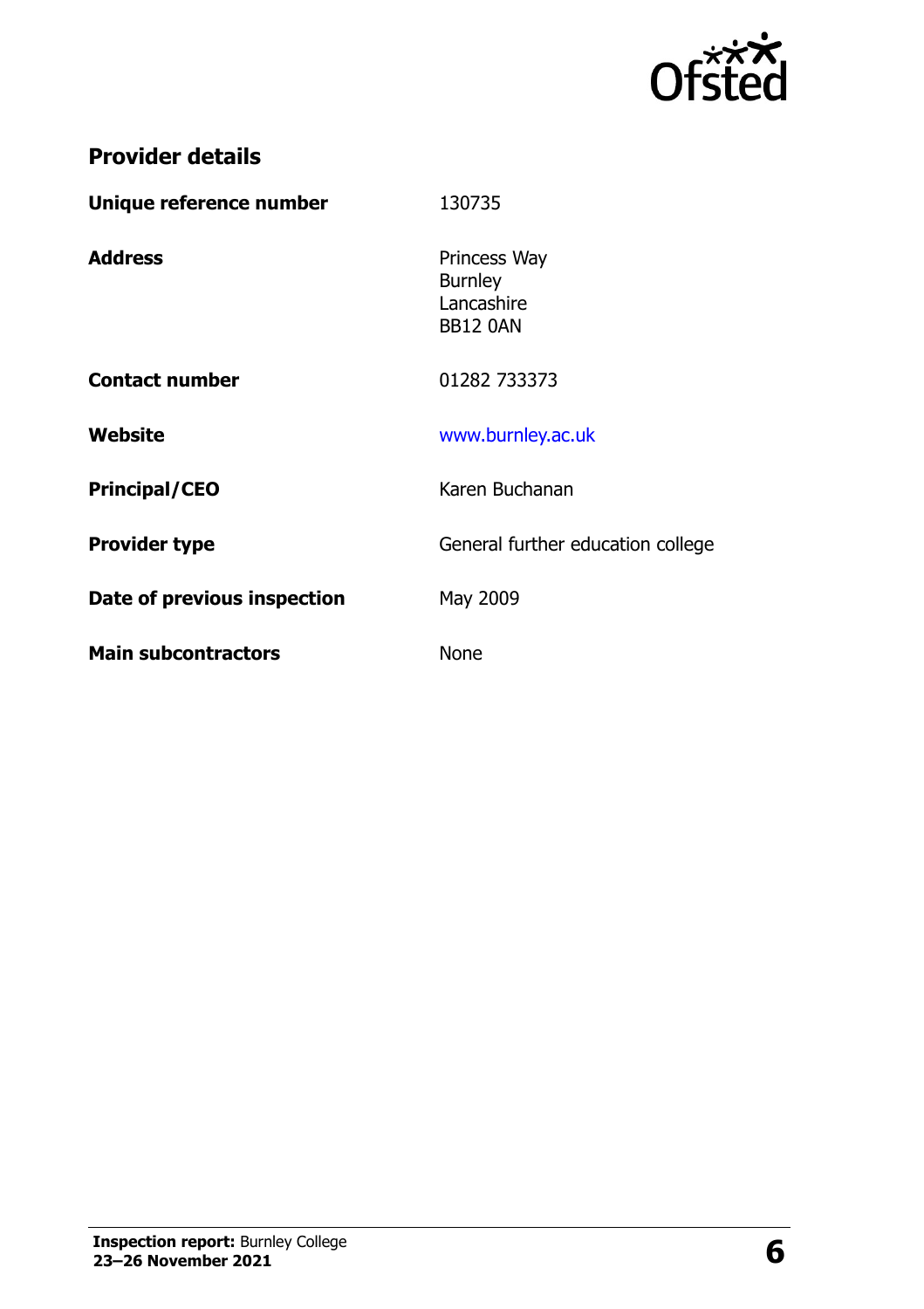## Provider details

| | |
|---|---|
| **Unique reference number** | 130735 |
| **Address** | Princess Way<br>Burnley<br>Lancashire<br>BB12 0AN |
| **Contact number** | 01282 733373 |
| **Website** | www.burnley.ac.uk |
| **Principal/CEO** | Karen Buchanan |
| **Provider type** | General further education college |
| **Date of previous inspection** | May 2009 |
| **Main subcontractors** | None |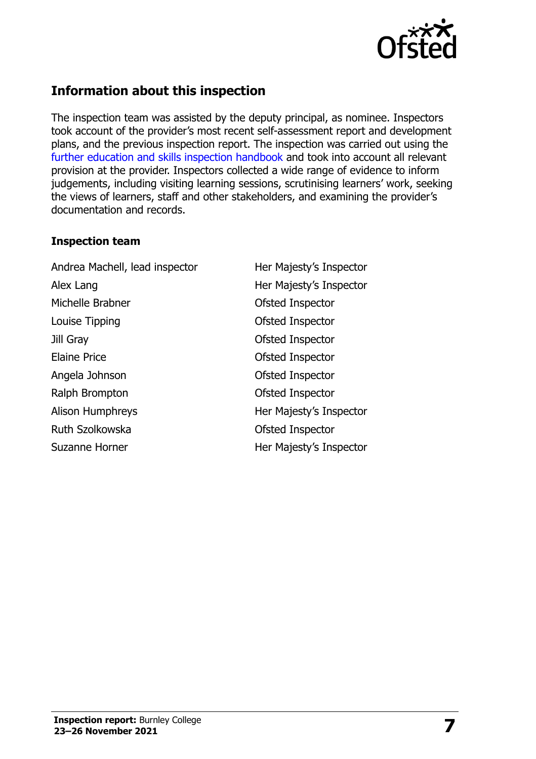## Information about this inspection

The inspection team was assisted by the deputy principal, as nominee. Inspectors took account of the provider's most recent self-assessment report and development plans, and the previous inspection report. The inspection was carried out using the further education and skills inspection handbook and took into account all relevant provision at the provider. Inspectors collected a wide range of evidence to inform judgements, including visiting learning sessions, scrutinising learners' work, seeking the views of learners, staff and other stakeholders, and examining the provider's documentation and records.

### Inspection team

| | |
|---|---|
| Andrea Machell, lead inspector | Her Majesty's Inspector |
| Alex Lang | Her Majesty's Inspector |
| Michelle Brabner | Ofsted Inspector |
| Louise Tipping | Ofsted Inspector |
| Jill Gray | Ofsted Inspector |
| Elaine Price | Ofsted Inspector |
| Angela Johnson | Ofsted Inspector |
| Ralph Brompton | Ofsted Inspector |
| Alison Humphreys | Her Majesty's Inspector |
| Ruth Szolkowska | Ofsted Inspector |
| Suzanne Horner | Her Majesty's Inspector |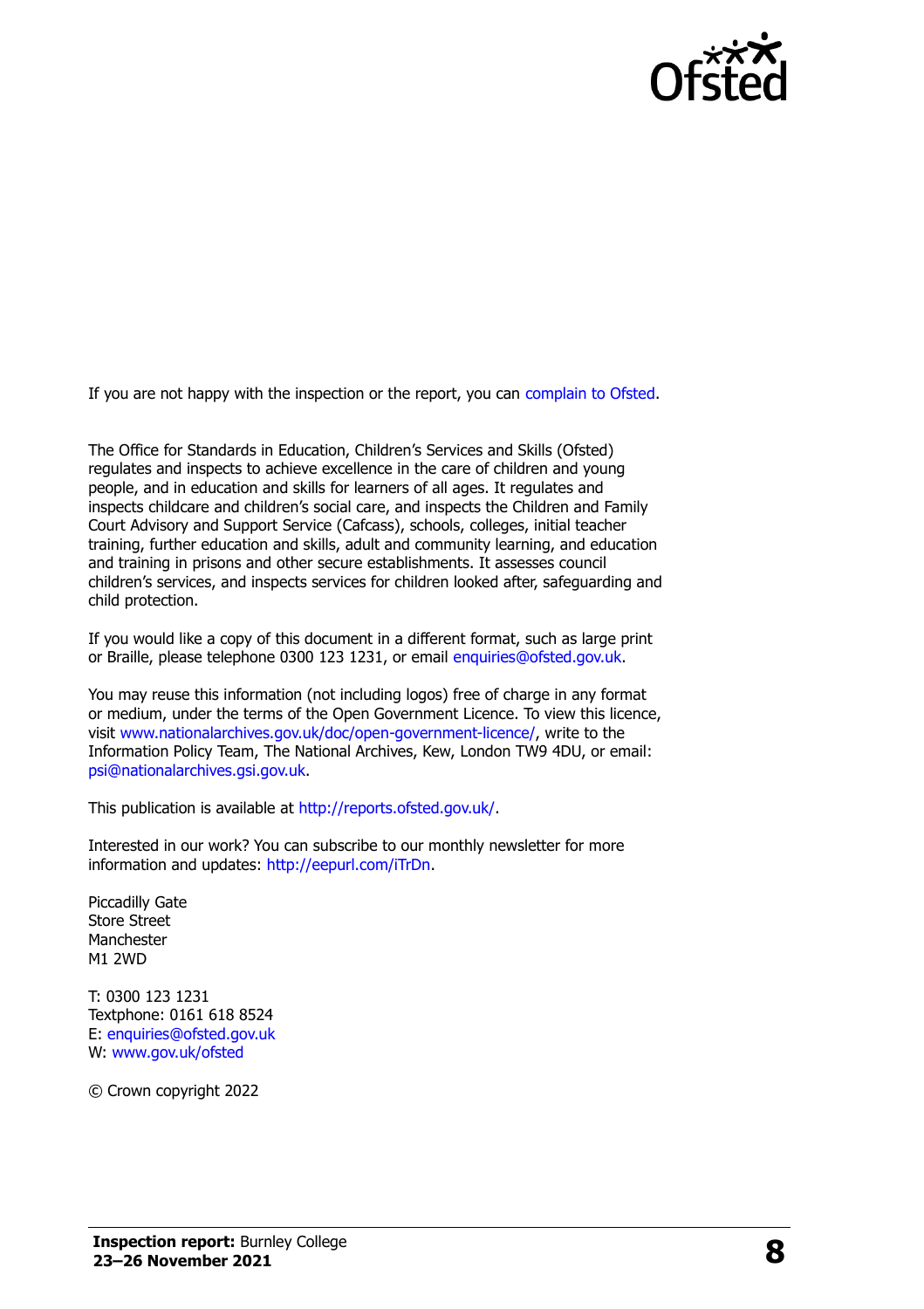If you are not happy with the inspection or the report, you can complain to Ofsted.

The Office for Standards in Education, Children's Services and Skills (Ofsted) regulates and inspects to achieve excellence in the care of children and young people, and in education and skills for learners of all ages. It regulates and inspects childcare and children's social care, and inspects the Children and Family Court Advisory and Support Service (Cafcass), schools, colleges, initial teacher training, further education and skills, adult and community learning, and education and training in prisons and other secure establishments. It assesses council children's services, and inspects services for children looked after, safeguarding and child protection.

If you would like a copy of this document in a different format, such as large print or Braille, please telephone 0300 123 1231, or email enquiries@ofsted.gov.uk.

You may reuse this information (not including logos) free of charge in any format or medium, under the terms of the Open Government Licence. To view this licence, visit www.nationalarchives.gov.uk/doc/open-government-licence/, write to the Information Policy Team, The National Archives, Kew, London TW9 4DU, or email: psi@nationalarchives.gsi.gov.uk.

This publication is available at http://reports.ofsted.gov.uk/.

Interested in our work? You can subscribe to our monthly newsletter for more information and updates: http://eepurl.com/iTrDn.

Piccadilly Gate
Store Street
Manchester
M1 2WD

T: 0300 123 1231
Textphone: 0161 618 8524
E: enquiries@ofsted.gov.uk
W: www.gov.uk/ofsted

© Crown copyright 2022